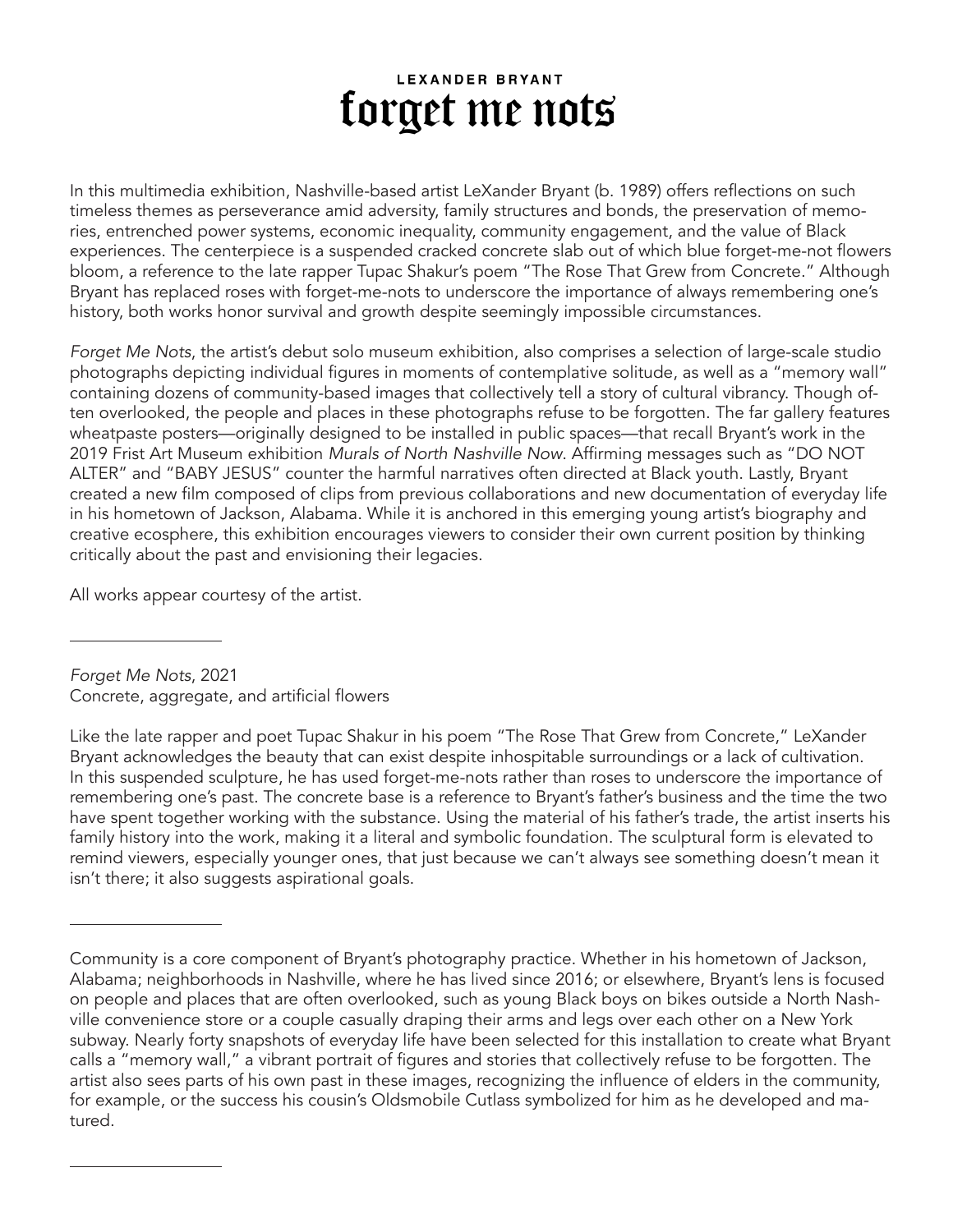LEXANDER BRYANT

# forget me nots

In this multimedia exhibition, Nashville-based artist LeXander Bryant (b. 1989) offers reflections on such timeless themes as perseverance amid adversity, family structures and bonds, the preservation of memories, entrenched power systems, economic inequality, community engagement, and the value of Black experiences. The centerpiece is a suspended cracked concrete slab out of which blue forget-me-not flowers bloom, a reference to the late rapper Tupac Shakur's poem "The Rose That Grew from Concrete." Although Bryant has replaced roses with forget-me-nots to underscore the importance of always remembering one's history, both works honor survival and growth despite seemingly impossible circumstances.

*Forget Me Nots*, the artist's debut solo museum exhibition, also comprises a selection of large-scale studio photographs depicting individual figures in moments of contemplative solitude, as well as a "memory wall" containing dozens of community-based images that collectively tell a story of cultural vibrancy. Though often overlooked, the people and places in these photographs refuse to be forgotten. The far gallery features wheatpaste posters—originally designed to be installed in public spaces—that recall Bryant's work in the 2019 Frist Art Museum exhibition *Murals of North Nashville Now*. Affirming messages such as "DO NOT ALTER" and "BABY JESUS" counter the harmful narratives often directed at Black youth. Lastly, Bryant created a new film composed of clips from previous collaborations and new documentation of everyday life in his hometown of Jackson, Alabama. While it is anchored in this emerging young artist's biography and creative ecosphere, this exhibition encourages viewers to consider their own current position by thinking critically about the past and envisioning their legacies.

All works appear courtesy of the artist.

---

*Forget Me Nots*, 2021
Concrete, aggregate, and artificial flowers

Like the late rapper and poet Tupac Shakur in his poem "The Rose That Grew from Concrete," LeXander Bryant acknowledges the beauty that can exist despite inhospitable surroundings or a lack of cultivation. In this suspended sculpture, he has used forget-me-nots rather than roses to underscore the importance of remembering one's past. The concrete base is a reference to Bryant's father's business and the time the two have spent together working with the substance. Using the material of his father's trade, the artist inserts his family history into the work, making it a literal and symbolic foundation. The sculptural form is elevated to remind viewers, especially younger ones, that just because we can't always see something doesn't mean it isn't there; it also suggests aspirational goals.

---

Community is a core component of Bryant's photography practice. Whether in his hometown of Jackson, Alabama; neighborhoods in Nashville, where he has lived since 2016; or elsewhere, Bryant's lens is focused on people and places that are often overlooked, such as young Black boys on bikes outside a North Nashville convenience store or a couple casually draping their arms and legs over each other on a New York subway. Nearly forty snapshots of everyday life have been selected for this installation to create what Bryant calls a "memory wall," a vibrant portrait of figures and stories that collectively refuse to be forgotten. The artist also sees parts of his own past in these images, recognizing the influence of elders in the community, for example, or the success his cousin's Oldsmobile Cutlass symbolized for him as he developed and matured.

---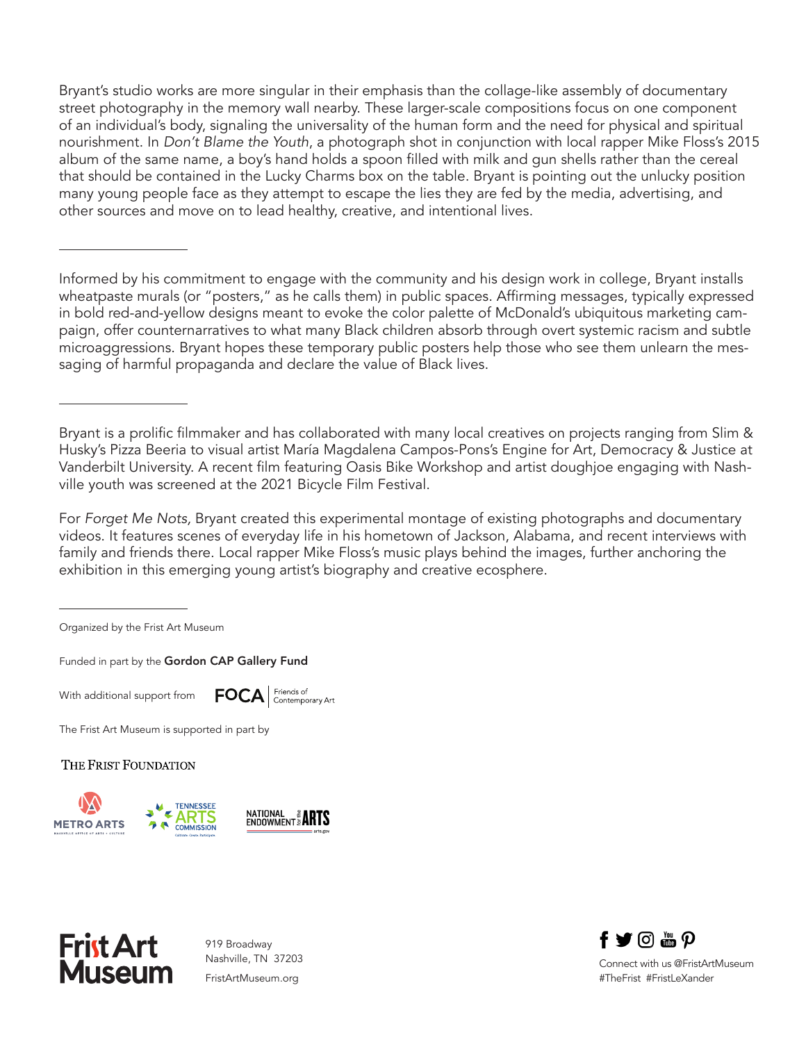Bryant's studio works are more singular in their emphasis than the collage-like assembly of documentary street photography in the memory wall nearby. These larger-scale compositions focus on one component of an individual's body, signaling the universality of the human form and the need for physical and spiritual nourishment. In *Don't Blame the Youth*, a photograph shot in conjunction with local rapper Mike Floss's 2015 album of the same name, a boy's hand holds a spoon filled with milk and gun shells rather than the cereal that should be contained in the Lucky Charms box on the table. Bryant is pointing out the unlucky position many young people face as they attempt to escape the lies they are fed by the media, advertising, and other sources and move on to lead healthy, creative, and intentional lives.

---

Informed by his commitment to engage with the community and his design work in college, Bryant installs wheatpaste murals (or "posters," as he calls them) in public spaces. Affirming messages, typically expressed in bold red-and-yellow designs meant to evoke the color palette of McDonald's ubiquitous marketing campaign, offer counternarratives to what many Black children absorb through overt systemic racism and subtle microaggressions. Bryant hopes these temporary public posters help those who see them unlearn the messaging of harmful propaganda and declare the value of Black lives.

---

Bryant is a prolific filmmaker and has collaborated with many local creatives on projects ranging from Slim & Husky's Pizza Beeria to visual artist María Magdalena Campos-Pons's Engine for Art, Democracy & Justice at Vanderbilt University. A recent film featuring Oasis Bike Workshop and artist doughjoe engaging with Nashville youth was screened at the 2021 Bicycle Film Festival.

For *Forget Me Nots,* Bryant created this experimental montage of existing photographs and documentary videos. It features scenes of everyday life in his hometown of Jackson, Alabama, and recent interviews with family and friends there. Local rapper Mike Floss's music plays behind the images, further anchoring the exhibition in this emerging young artist's biography and creative ecosphere.

---

Organized by the Frist Art Museum

Funded in part by the **Gordon CAP Gallery Fund**

With additional support from FOCA | Friends of Contemporary Art

The Frist Art Museum is supported in part by

THE FRIST FOUNDATION

METRO ARTS — TENNESSEE ARTS COMMISSION — NATIONAL ENDOWMENT for the ARTS

Frist Art Museum

919 Broadway
Nashville, TN 37203
FristArtMuseum.org

Connect with us @FristArtMuseum
#TheFrist #FristLeXander